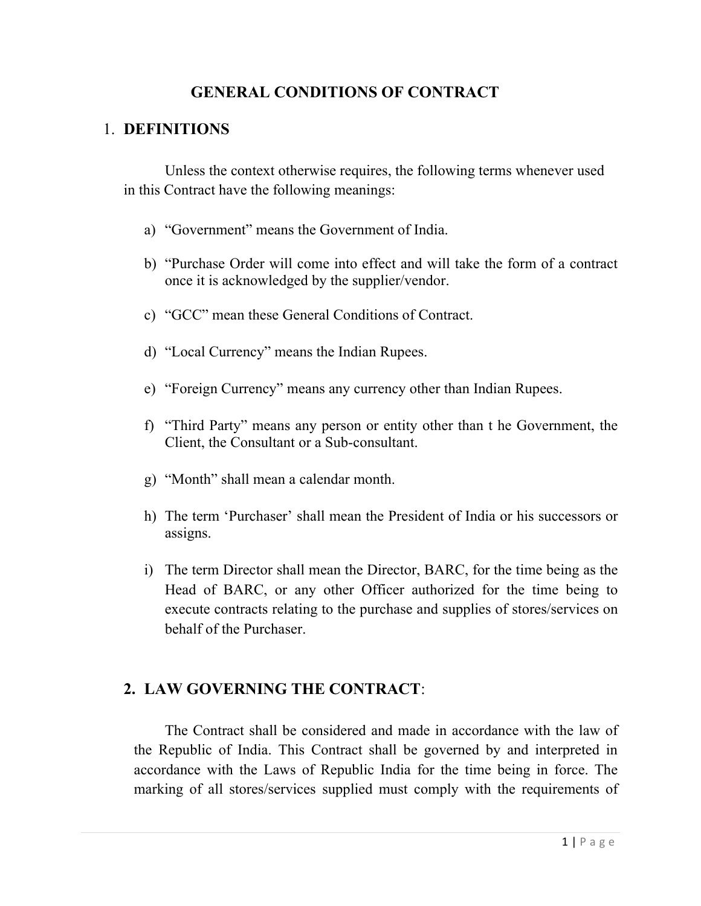# GENERAL CONDITIONS OF CONTRACT

## 1. DEFINITIONS

Unless the context otherwise requires, the following terms whenever used in this Contract have the following meanings:

a) “Government” means the Government of India.

b) “Purchase Order will come into effect and will take the form of a contract once it is acknowledged by the supplier/vendor.

c) “GCC” mean these General Conditions of Contract.

d) “Local Currency” means the Indian Rupees.

e) “Foreign Currency” means any currency other than Indian Rupees.

f) “Third Party” means any person or entity other than t he Government, the Client, the Consultant or a Sub-consultant.

g) “Month” shall mean a calendar month.

h) The term ‘Purchaser’ shall mean the President of India or his successors or assigns.

i) The term Director shall mean the Director, BARC, for the time being as the Head of BARC, or any other Officer authorized for the time being to execute contracts relating to the purchase and supplies of stores/services on behalf of the Purchaser.

## 2. LAW GOVERNING THE CONTRACT:

The Contract shall be considered and made in accordance with the law of the Republic of India. This Contract shall be governed by and interpreted in accordance with the Laws of Republic India for the time being in force. The marking of all stores/services supplied must comply with the requirements of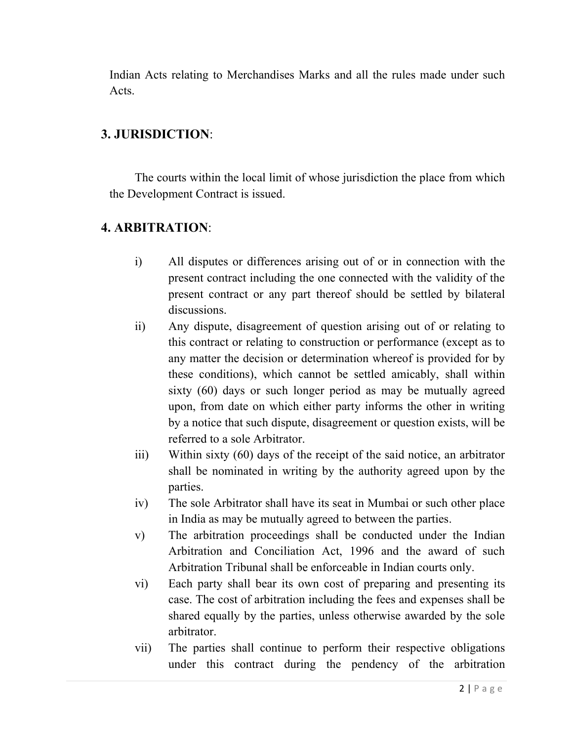Indian Acts relating to Merchandises Marks and all the rules made under such Acts.

## 3. JURISDICTION:

The courts within the local limit of whose jurisdiction the place from which the Development Contract is issued.

## 4. ARBITRATION:

i) All disputes or differences arising out of or in connection with the present contract including the one connected with the validity of the present contract or any part thereof should be settled by bilateral discussions.

ii) Any dispute, disagreement of question arising out of or relating to this contract or relating to construction or performance (except as to any matter the decision or determination whereof is provided for by these conditions), which cannot be settled amicably, shall within sixty (60) days or such longer period as may be mutually agreed upon, from date on which either party informs the other in writing by a notice that such dispute, disagreement or question exists, will be referred to a sole Arbitrator.

iii) Within sixty (60) days of the receipt of the said notice, an arbitrator shall be nominated in writing by the authority agreed upon by the parties.

iv) The sole Arbitrator shall have its seat in Mumbai or such other place in India as may be mutually agreed to between the parties.

v) The arbitration proceedings shall be conducted under the Indian Arbitration and Conciliation Act, 1996 and the award of such Arbitration Tribunal shall be enforceable in Indian courts only.

vi) Each party shall bear its own cost of preparing and presenting its case. The cost of arbitration including the fees and expenses shall be shared equally by the parties, unless otherwise awarded by the sole arbitrator.

vii) The parties shall continue to perform their respective obligations under this contract during the pendency of the arbitration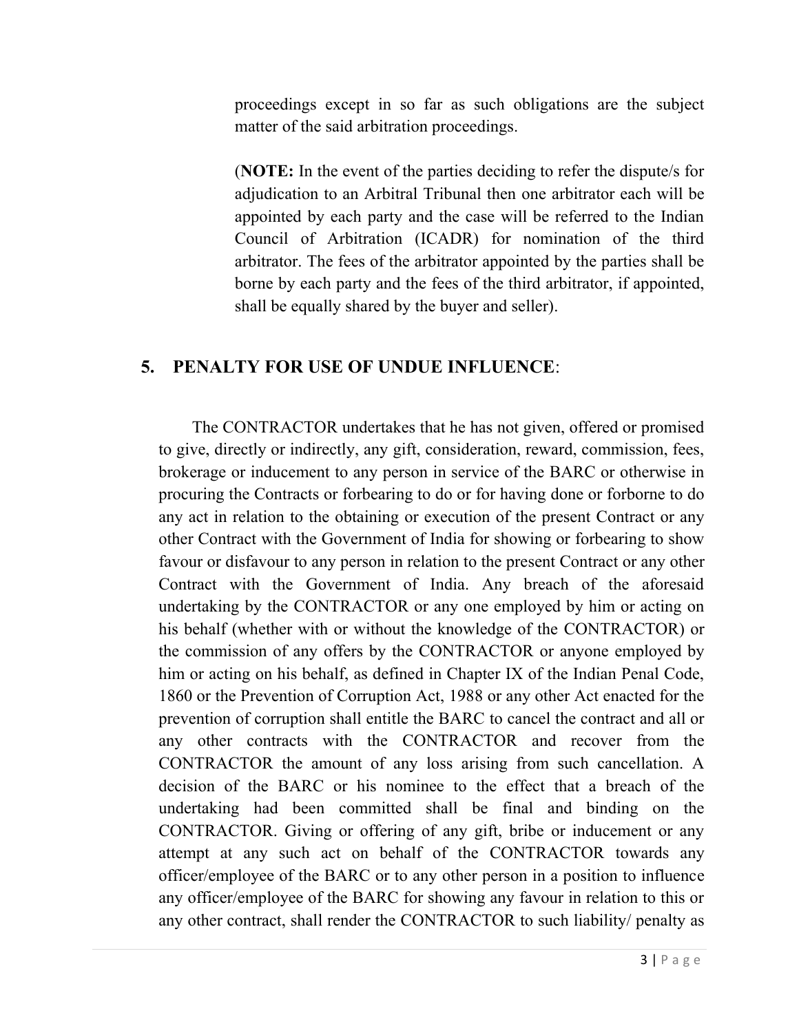proceedings except in so far as such obligations are the subject matter of the said arbitration proceedings.

(**NOTE:** In the event of the parties deciding to refer the dispute/s for adjudication to an Arbitral Tribunal then one arbitrator each will be appointed by each party and the case will be referred to the Indian Council of Arbitration (ICADR) for nomination of the third arbitrator. The fees of the arbitrator appointed by the parties shall be borne by each party and the fees of the third arbitrator, if appointed, shall be equally shared by the buyer and seller).

## 5. PENALTY FOR USE OF UNDUE INFLUENCE:

The CONTRACTOR undertakes that he has not given, offered or promised to give, directly or indirectly, any gift, consideration, reward, commission, fees, brokerage or inducement to any person in service of the BARC or otherwise in procuring the Contracts or forbearing to do or for having done or forborne to do any act in relation to the obtaining or execution of the present Contract or any other Contract with the Government of India for showing or forbearing to show favour or disfavour to any person in relation to the present Contract or any other Contract with the Government of India. Any breach of the aforesaid undertaking by the CONTRACTOR or any one employed by him or acting on his behalf (whether with or without the knowledge of the CONTRACTOR) or the commission of any offers by the CONTRACTOR or anyone employed by him or acting on his behalf, as defined in Chapter IX of the Indian Penal Code, 1860 or the Prevention of Corruption Act, 1988 or any other Act enacted for the prevention of corruption shall entitle the BARC to cancel the contract and all or any other contracts with the CONTRACTOR and recover from the CONTRACTOR the amount of any loss arising from such cancellation. A decision of the BARC or his nominee to the effect that a breach of the undertaking had been committed shall be final and binding on the CONTRACTOR. Giving or offering of any gift, bribe or inducement or any attempt at any such act on behalf of the CONTRACTOR towards any officer/employee of the BARC or to any other person in a position to influence any officer/employee of the BARC for showing any favour in relation to this or any other contract, shall render the CONTRACTOR to such liability/ penalty as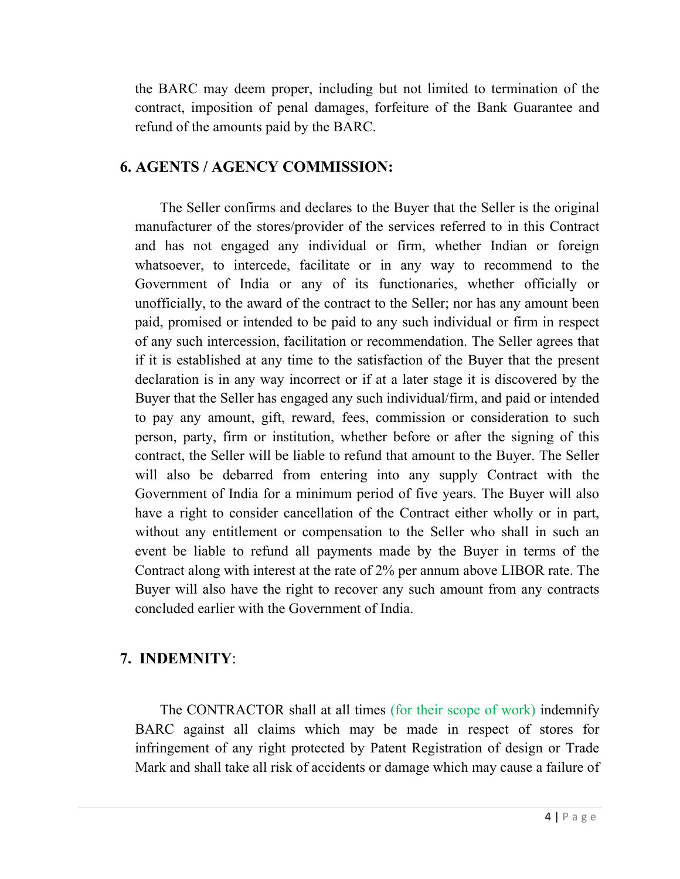the BARC may deem proper, including but not limited to termination of the contract, imposition of penal damages, forfeiture of the Bank Guarantee and refund of the amounts paid by the BARC.

## 6. AGENTS / AGENCY COMMISSION:

The Seller confirms and declares to the Buyer that the Seller is the original manufacturer of the stores/provider of the services referred to in this Contract and has not engaged any individual or firm, whether Indian or foreign whatsoever, to intercede, facilitate or in any way to recommend to the Government of India or any of its functionaries, whether officially or unofficially, to the award of the contract to the Seller; nor has any amount been paid, promised or intended to be paid to any such individual or firm in respect of any such intercession, facilitation or recommendation. The Seller agrees that if it is established at any time to the satisfaction of the Buyer that the present declaration is in any way incorrect or if at a later stage it is discovered by the Buyer that the Seller has engaged any such individual/firm, and paid or intended to pay any amount, gift, reward, fees, commission or consideration to such person, party, firm or institution, whether before or after the signing of this contract, the Seller will be liable to refund that amount to the Buyer. The Seller will also be debarred from entering into any supply Contract with the Government of India for a minimum period of five years. The Buyer will also have a right to consider cancellation of the Contract either wholly or in part, without any entitlement or compensation to the Seller who shall in such an event be liable to refund all payments made by the Buyer in terms of the Contract along with interest at the rate of 2% per annum above LIBOR rate. The Buyer will also have the right to recover any such amount from any contracts concluded earlier with the Government of India.

## 7. INDEMNITY:

The CONTRACTOR shall at all times (for their scope of work) indemnify BARC against all claims which may be made in respect of stores for infringement of any right protected by Patent Registration of design or Trade Mark and shall take all risk of accidents or damage which may cause a failure of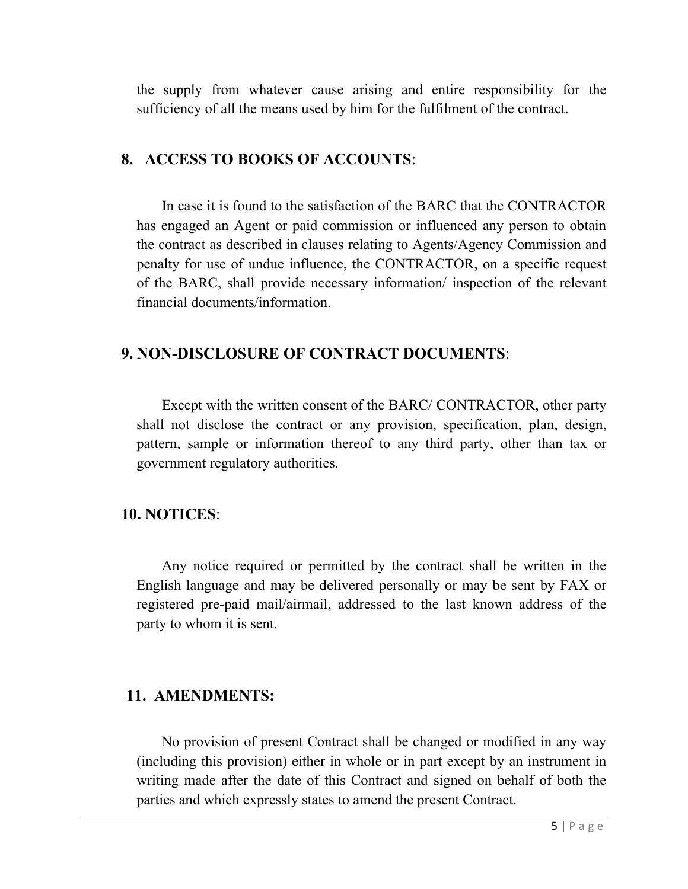the supply from whatever cause arising and entire responsibility for the sufficiency of all the means used by him for the fulfilment of the contract.

## 8. ACCESS TO BOOKS OF ACCOUNTS:

In case it is found to the satisfaction of the BARC that the CONTRACTOR has engaged an Agent or paid commission or influenced any person to obtain the contract as described in clauses relating to Agents/Agency Commission and penalty for use of undue influence, the CONTRACTOR, on a specific request of the BARC, shall provide necessary information/ inspection of the relevant financial documents/information.

## 9. NON-DISCLOSURE OF CONTRACT DOCUMENTS:

Except with the written consent of the BARC/ CONTRACTOR, other party shall not disclose the contract or any provision, specification, plan, design, pattern, sample or information thereof to any third party, other than tax or government regulatory authorities.

## 10. NOTICES:

Any notice required or permitted by the contract shall be written in the English language and may be delivered personally or may be sent by FAX or registered pre-paid mail/airmail, addressed to the last known address of the party to whom it is sent.

## 11. AMENDMENTS:

No provision of present Contract shall be changed or modified in any way (including this provision) either in whole or in part except by an instrument in writing made after the date of this Contract and signed on behalf of both the parties and which expressly states to amend the present Contract.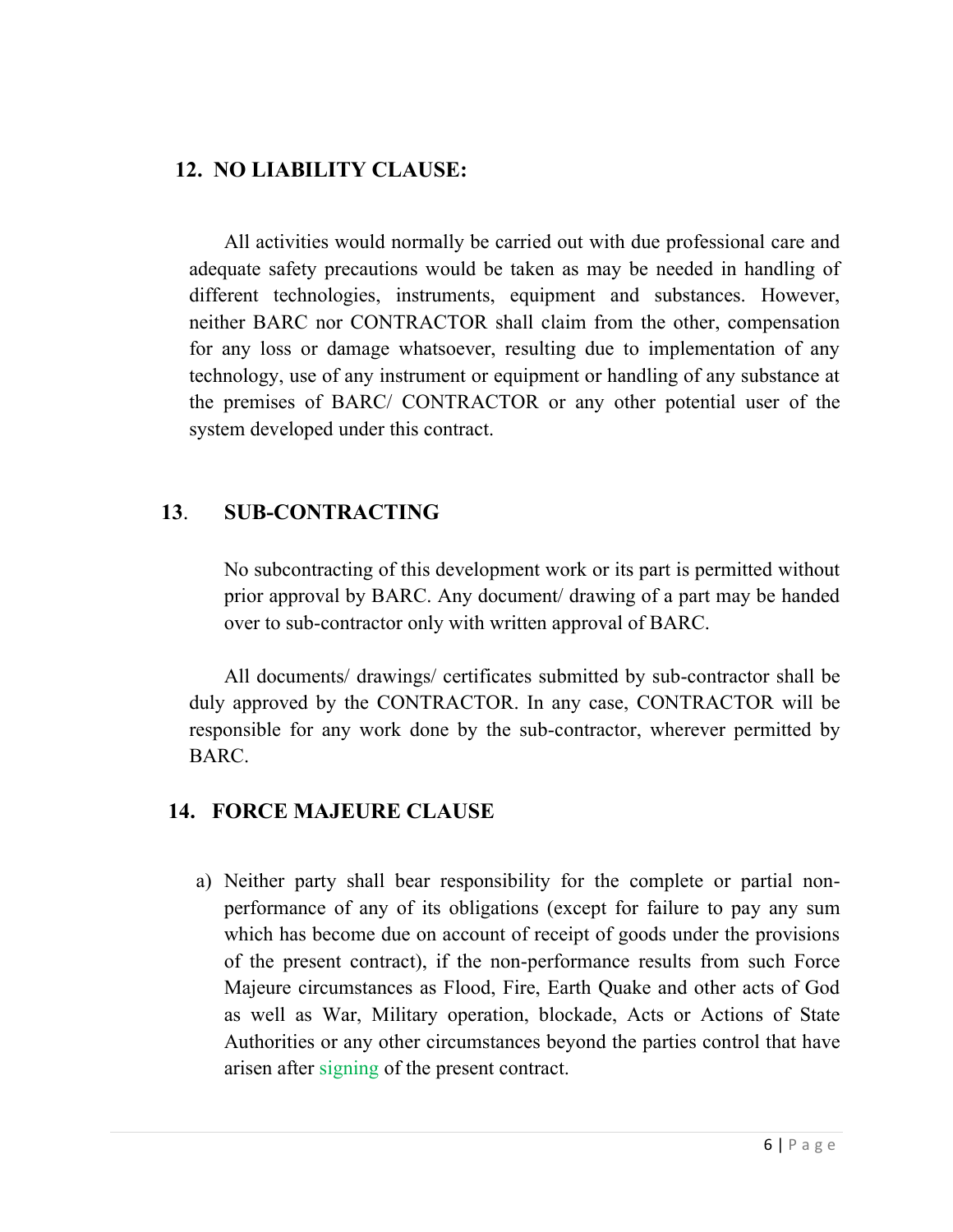## 12. NO LIABILITY CLAUSE:

All activities would normally be carried out with due professional care and adequate safety precautions would be taken as may be needed in handling of different technologies, instruments, equipment and substances. However, neither BARC nor CONTRACTOR shall claim from the other, compensation for any loss or damage whatsoever, resulting due to implementation of any technology, use of any instrument or equipment or handling of any substance at the premises of BARC/ CONTRACTOR or any other potential user of the system developed under this contract.

## 13. SUB-CONTRACTING

No subcontracting of this development work or its part is permitted without prior approval by BARC. Any document/ drawing of a part may be handed over to sub-contractor only with written approval of BARC.

All documents/ drawings/ certificates submitted by sub-contractor shall be duly approved by the CONTRACTOR. In any case, CONTRACTOR will be responsible for any work done by the sub-contractor, wherever permitted by BARC.

## 14. FORCE MAJEURE CLAUSE

a) Neither party shall bear responsibility for the complete or partial non-performance of any of its obligations (except for failure to pay any sum which has become due on account of receipt of goods under the provisions of the present contract), if the non-performance results from such Force Majeure circumstances as Flood, Fire, Earth Quake and other acts of God as well as War, Military operation, blockade, Acts or Actions of State Authorities or any other circumstances beyond the parties control that have arisen after signing of the present contract.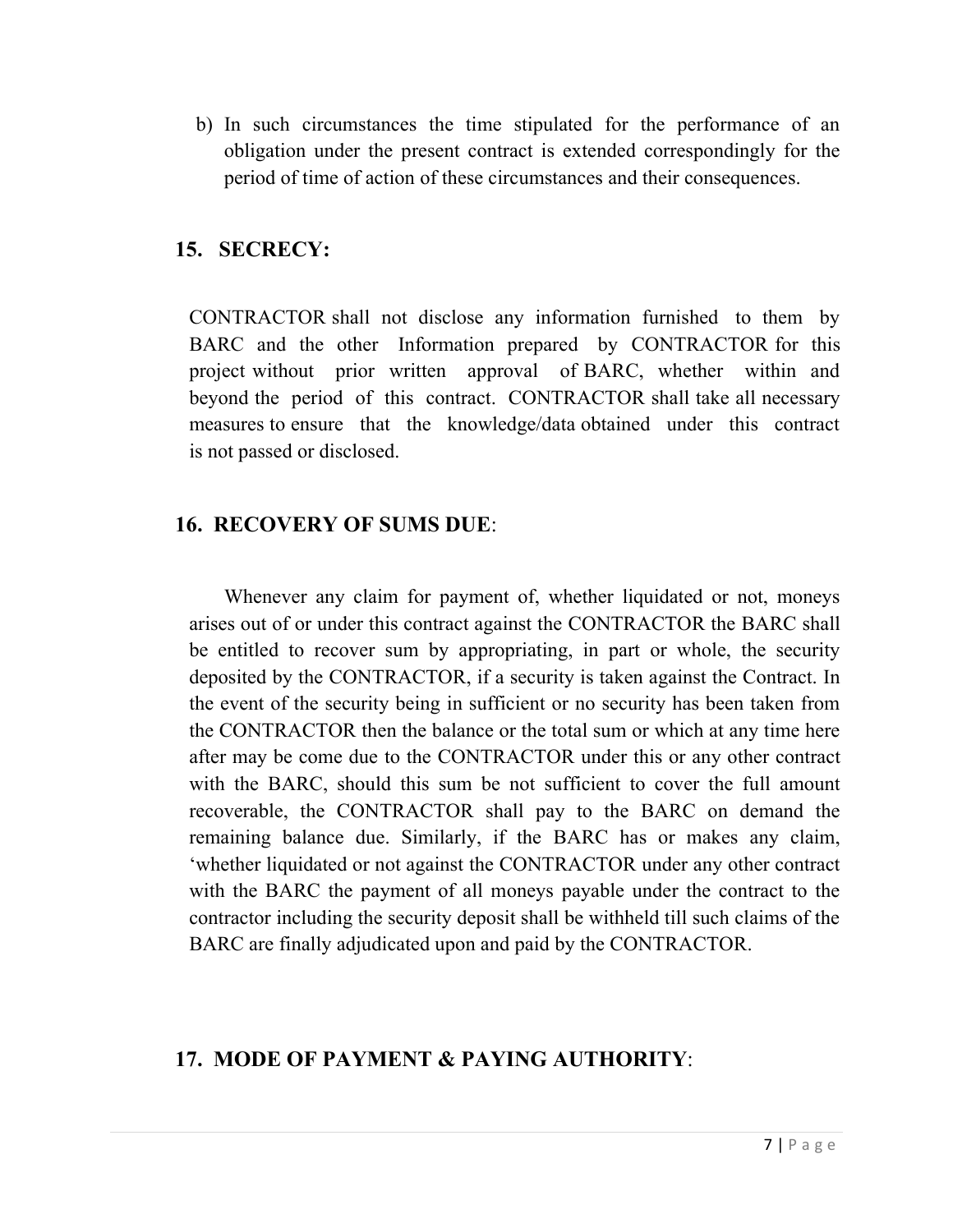b) In such circumstances the time stipulated for the performance of an obligation under the present contract is extended correspondingly for the period of time of action of these circumstances and their consequences.

## 15. SECRECY:

CONTRACTOR shall not disclose any information furnished to them by BARC and the other Information prepared by CONTRACTOR for this project without prior written approval of BARC, whether within and beyond the period of this contract. CONTRACTOR shall take all necessary measures to ensure that the knowledge/data obtained under this contract is not passed or disclosed.

## 16. RECOVERY OF SUMS DUE:

Whenever any claim for payment of, whether liquidated or not, moneys arises out of or under this contract against the CONTRACTOR the BARC shall be entitled to recover sum by appropriating, in part or whole, the security deposited by the CONTRACTOR, if a security is taken against the Contract. In the event of the security being in sufficient or no security has been taken from the CONTRACTOR then the balance or the total sum or which at any time here after may be come due to the CONTRACTOR under this or any other contract with the BARC, should this sum be not sufficient to cover the full amount recoverable, the CONTRACTOR shall pay to the BARC on demand the remaining balance due. Similarly, if the BARC has or makes any claim, 'whether liquidated or not against the CONTRACTOR under any other contract with the BARC the payment of all moneys payable under the contract to the contractor including the security deposit shall be withheld till such claims of the BARC are finally adjudicated upon and paid by the CONTRACTOR.

## 17. MODE OF PAYMENT & PAYING AUTHORITY: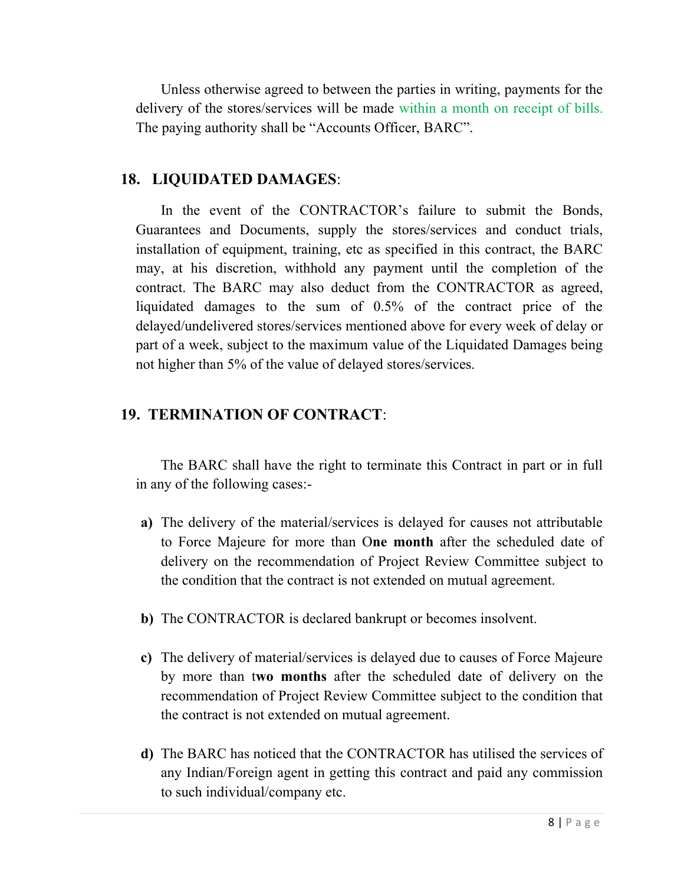Unless otherwise agreed to between the parties in writing, payments for the delivery of the stores/services will be made within a month on receipt of bills. The paying authority shall be "Accounts Officer, BARC".

## 18. LIQUIDATED DAMAGES:

In the event of the CONTRACTOR's failure to submit the Bonds, Guarantees and Documents, supply the stores/services and conduct trials, installation of equipment, training, etc as specified in this contract, the BARC may, at his discretion, withhold any payment until the completion of the contract. The BARC may also deduct from the CONTRACTOR as agreed, liquidated damages to the sum of 0.5% of the contract price of the delayed/undelivered stores/services mentioned above for every week of delay or part of a week, subject to the maximum value of the Liquidated Damages being not higher than 5% of the value of delayed stores/services.

## 19. TERMINATION OF CONTRACT:

The BARC shall have the right to terminate this Contract in part or in full in any of the following cases:-

**a)** The delivery of the material/services is delayed for causes not attributable to Force Majeure for more than O**ne month** after the scheduled date of delivery on the recommendation of Project Review Committee subject to the condition that the contract is not extended on mutual agreement.

**b)** The CONTRACTOR is declared bankrupt or becomes insolvent.

**c)** The delivery of material/services is delayed due to causes of Force Majeure by more than t**wo months** after the scheduled date of delivery on the recommendation of Project Review Committee subject to the condition that the contract is not extended on mutual agreement.

**d)** The BARC has noticed that the CONTRACTOR has utilised the services of any Indian/Foreign agent in getting this contract and paid any commission to such individual/company etc.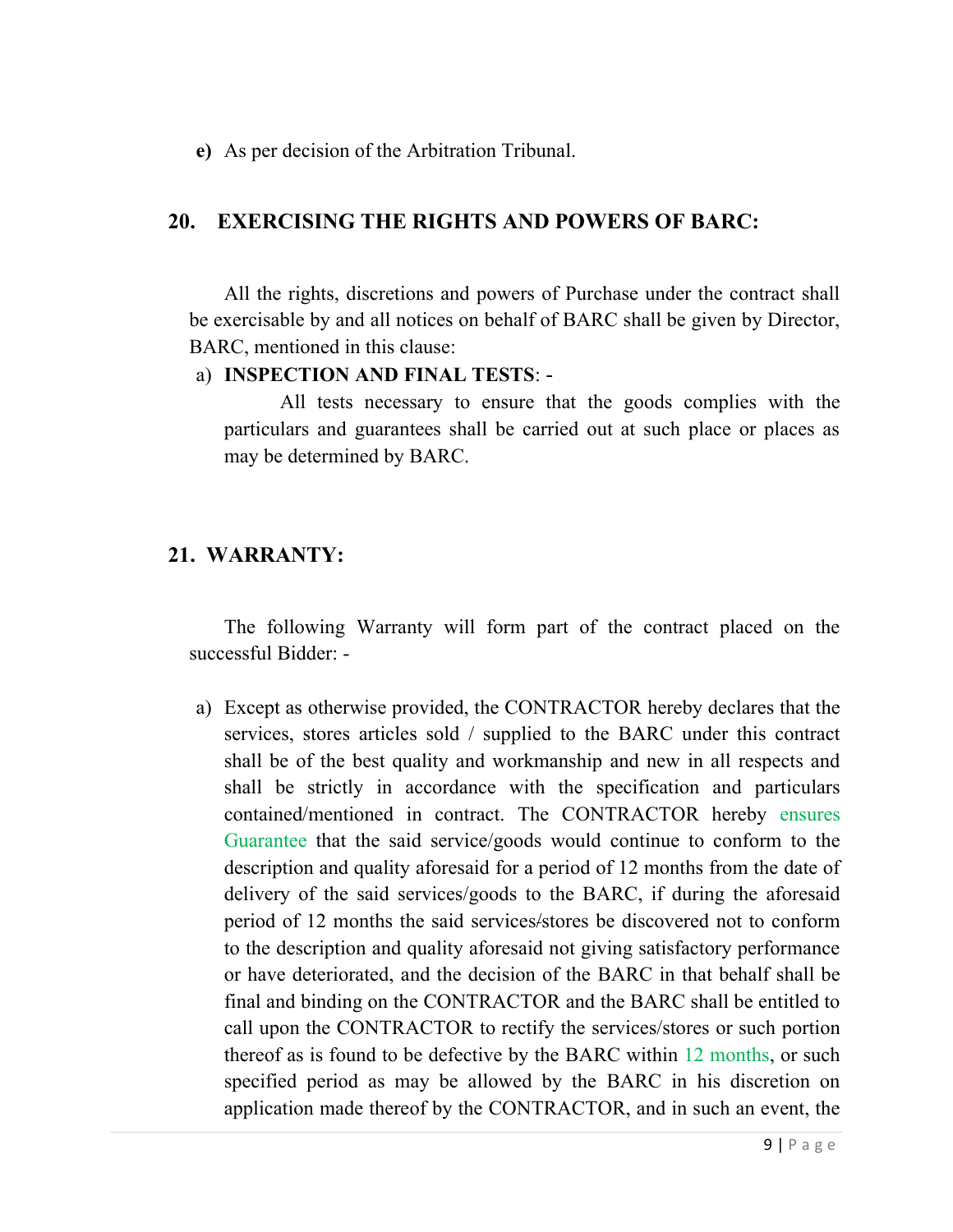**e)** As per decision of the Arbitration Tribunal.

## 20. EXERCISING THE RIGHTS AND POWERS OF BARC:

All the rights, discretions and powers of Purchase under the contract shall be exercisable by and all notices on behalf of BARC shall be given by Director, BARC, mentioned in this clause:

a) **INSPECTION AND FINAL TESTS**: -

All tests necessary to ensure that the goods complies with the particulars and guarantees shall be carried out at such place or places as may be determined by BARC.

## 21. WARRANTY:

The following Warranty will form part of the contract placed on the successful Bidder: -

a) Except as otherwise provided, the CONTRACTOR hereby declares that the services, stores articles sold / supplied to the BARC under this contract shall be of the best quality and workmanship and new in all respects and shall be strictly in accordance with the specification and particulars contained/mentioned in contract. The CONTRACTOR hereby ensures Guarantee that the said service/goods would continue to conform to the description and quality aforesaid for a period of 12 months from the date of delivery of the said services/goods to the BARC, if during the aforesaid period of 12 months the said services/stores be discovered not to conform to the description and quality aforesaid not giving satisfactory performance or have deteriorated, and the decision of the BARC in that behalf shall be final and binding on the CONTRACTOR and the BARC shall be entitled to call upon the CONTRACTOR to rectify the services/stores or such portion thereof as is found to be defective by the BARC within 12 months, or such specified period as may be allowed by the BARC in his discretion on application made thereof by the CONTRACTOR, and in such an event, the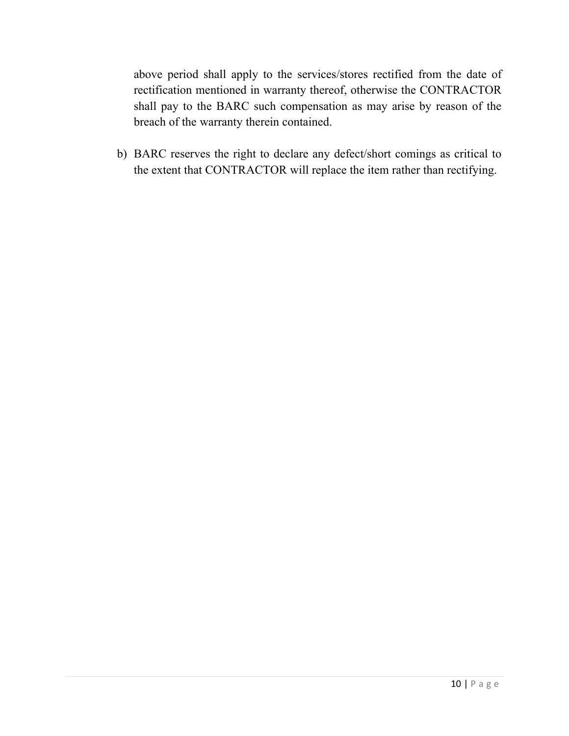above period shall apply to the services/stores rectified from the date of rectification mentioned in warranty thereof, otherwise the CONTRACTOR shall pay to the BARC such compensation as may arise by reason of the breach of the warranty therein contained.

b) BARC reserves the right to declare any defect/short comings as critical to the extent that CONTRACTOR will replace the item rather than rectifying.